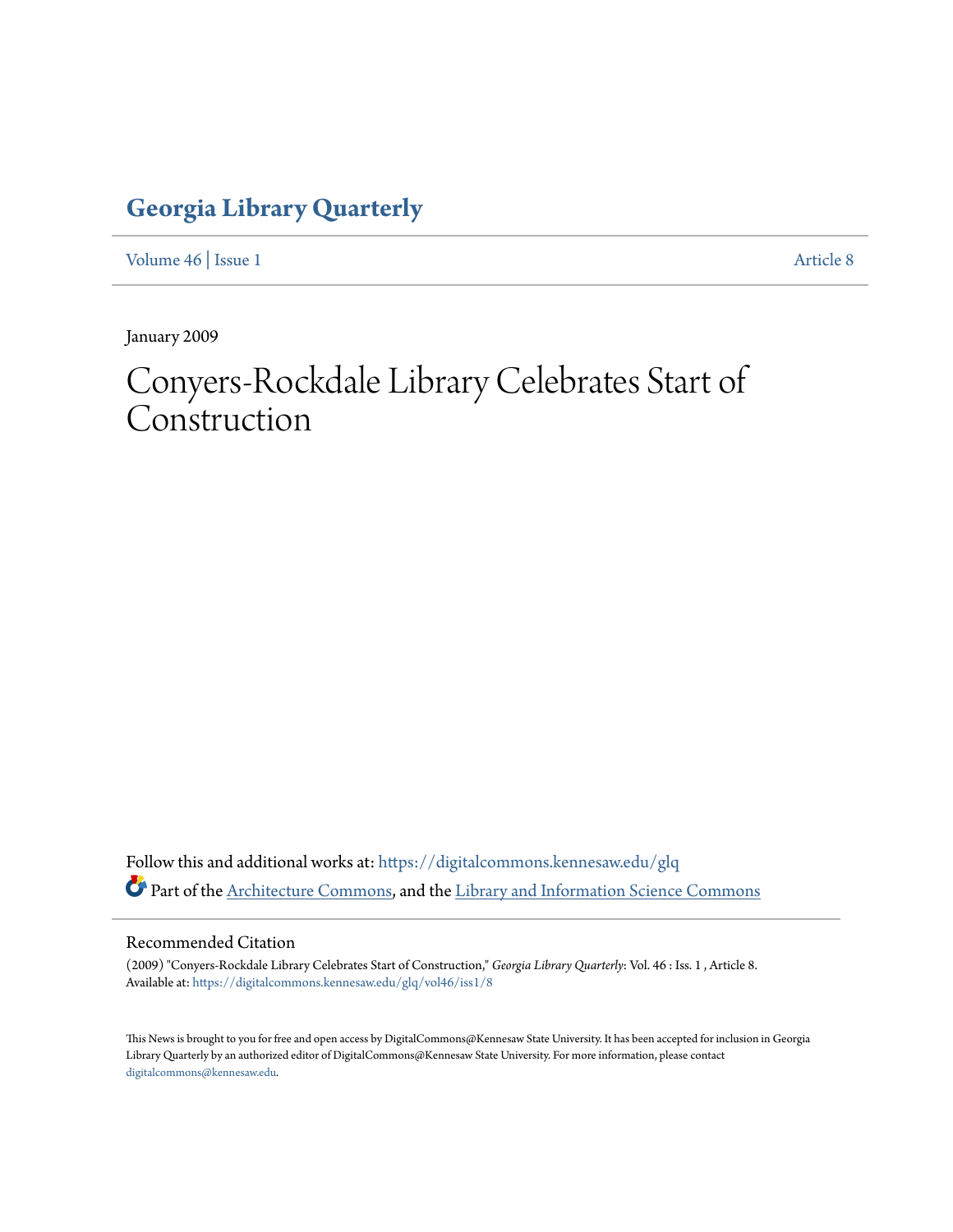# Georgia Library Quarterly

Volume 46 | Issue 1 | Article 8

January 2009

# Conyers-Rockdale Library Celebrates Start of Construction

Follow this and additional works at: https://digitalcommons.kennesaw.edu/glq

Part of the Architecture Commons, and the Library and Information Science Commons

## Recommended Citation

(2009) "Conyers-Rockdale Library Celebrates Start of Construction," *Georgia Library Quarterly*: Vol. 46 : Iss. 1 , Article 8.
Available at: https://digitalcommons.kennesaw.edu/glq/vol46/iss1/8

This News is brought to you for free and open access by DigitalCommons@Kennesaw State University. It has been accepted for inclusion in Georgia Library Quarterly by an authorized editor of DigitalCommons@Kennesaw State University. For more information, please contact digitalcommons@kennesaw.edu.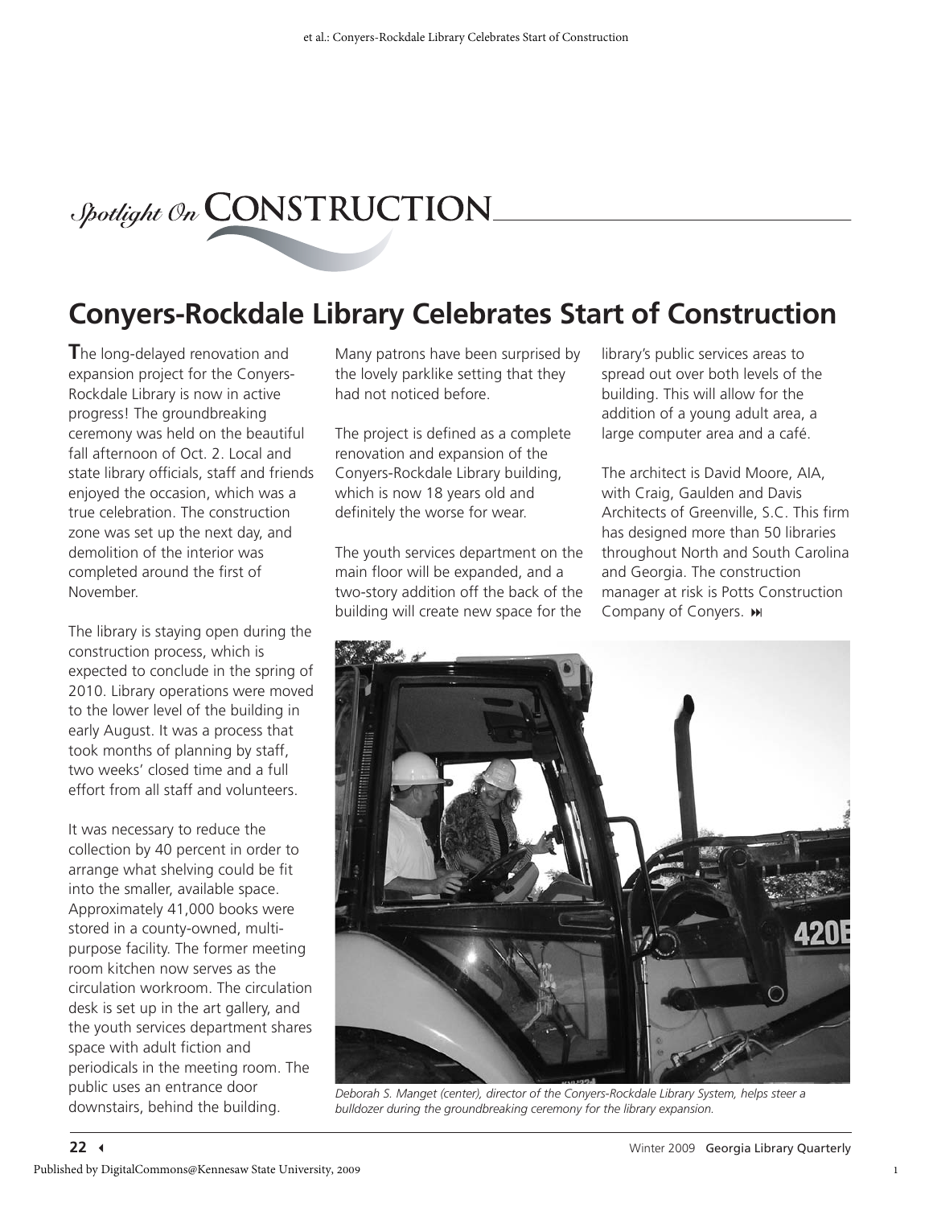*Spotlight On* CONSTRUCTION

# Conyers-Rockdale Library Celebrates Start of Construction

**T**he long-delayed renovation and expansion project for the Conyers-Rockdale Library is now in active progress! The groundbreaking ceremony was held on the beautiful fall afternoon of Oct. 2. Local and state library officials, staff and friends enjoyed the occasion, which was a true celebration. The construction zone was set up the next day, and demolition of the interior was completed around the first of November.

The library is staying open during the construction process, which is expected to conclude in the spring of 2010. Library operations were moved to the lower level of the building in early August. It was a process that took months of planning by staff, two weeks' closed time and a full effort from all staff and volunteers.

It was necessary to reduce the collection by 40 percent in order to arrange what shelving could be fit into the smaller, available space. Approximately 41,000 books were stored in a county-owned, multi-purpose facility. The former meeting room kitchen now serves as the circulation workroom. The circulation desk is set up in the art gallery, and the youth services department shares space with adult fiction and periodicals in the meeting room. The public uses an entrance door downstairs, behind the building. Many patrons have been surprised by the lovely parklike setting that they had not noticed before.

The project is defined as a complete renovation and expansion of the Conyers-Rockdale Library building, which is now 18 years old and definitely the worse for wear.

The youth services department on the main floor will be expanded, and a two-story addition off the back of the building will create new space for the library's public services areas to spread out over both levels of the building. This will allow for the addition of a young adult area, a large computer area and a café.

The architect is David Moore, AIA, with Craig, Gaulden and Davis Architects of Greenville, S.C. This firm has designed more than 50 libraries throughout North and South Carolina and Georgia. The construction manager at risk is Potts Construction Company of Conyers.

*Deborah S. Manget (center), director of the Conyers-Rockdale Library System, helps steer a bulldozer during the groundbreaking ceremony for the library expansion.*